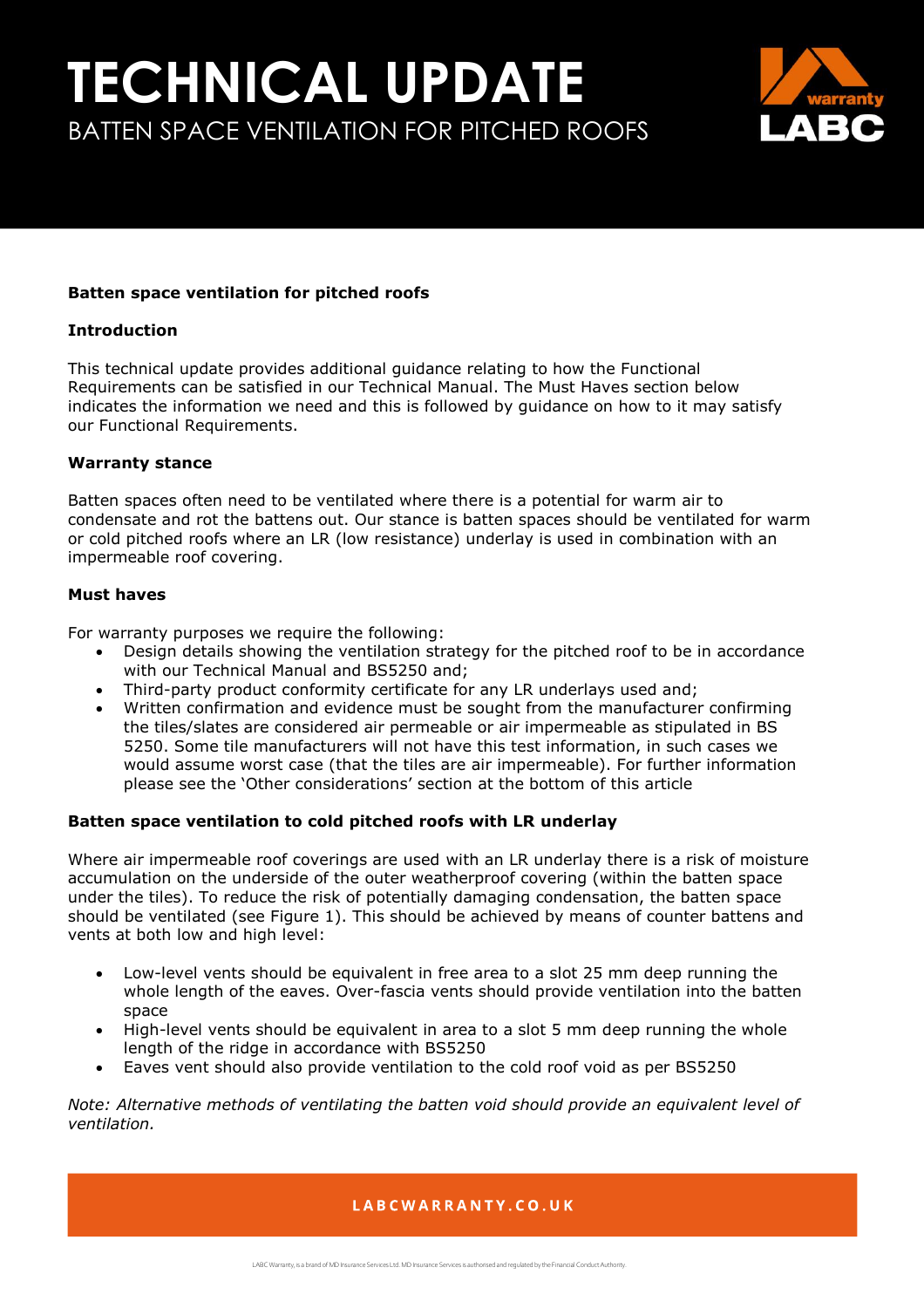# TECHNICAL UPDATE

BATTEN SPACE VENTILATION FOR PITCHED ROOFS

**Batten space ventilation for pitched roofs**

**Introduction**

This technical update provides additional guidance relating to how the Functional Requirements can be satisfied in our Technical Manual. The Must Haves section below indicates the information we need and this is followed by guidance on how to it may satisfy our Functional Requirements.

**Warranty stance**

Batten spaces often need to be ventilated where there is a potential for warm air to condensate and rot the battens out. Our stance is batten spaces should be ventilated for warm or cold pitched roofs where an LR (low resistance) underlay is used in combination with an impermeable roof covering.

**Must haves**

For warranty purposes we require the following:

- Design details showing the ventilation strategy for the pitched roof to be in accordance with our Technical Manual and BS5250 and;
- Third-party product conformity certificate for any LR underlays used and;
- Written confirmation and evidence must be sought from the manufacturer confirming the tiles/slates are considered air permeable or air impermeable as stipulated in BS 5250. Some tile manufacturers will not have this test information, in such cases we would assume worst case (that the tiles are air impermeable). For further information please see the 'Other considerations' section at the bottom of this article

**Batten space ventilation to cold pitched roofs with LR underlay**

Where air impermeable roof coverings are used with an LR underlay there is a risk of moisture accumulation on the underside of the outer weatherproof covering (within the batten space under the tiles). To reduce the risk of potentially damaging condensation, the batten space should be ventilated (see Figure 1). This should be achieved by means of counter battens and vents at both low and high level:

- Low-level vents should be equivalent in free area to a slot 25 mm deep running the whole length of the eaves. Over-fascia vents should provide ventilation into the batten space
- High-level vents should be equivalent in area to a slot 5 mm deep running the whole length of the ridge in accordance with BS5250
- Eaves vent should also provide ventilation to the cold roof void as per BS5250

*Note: Alternative methods of ventilating the batten void should provide an equivalent level of ventilation.*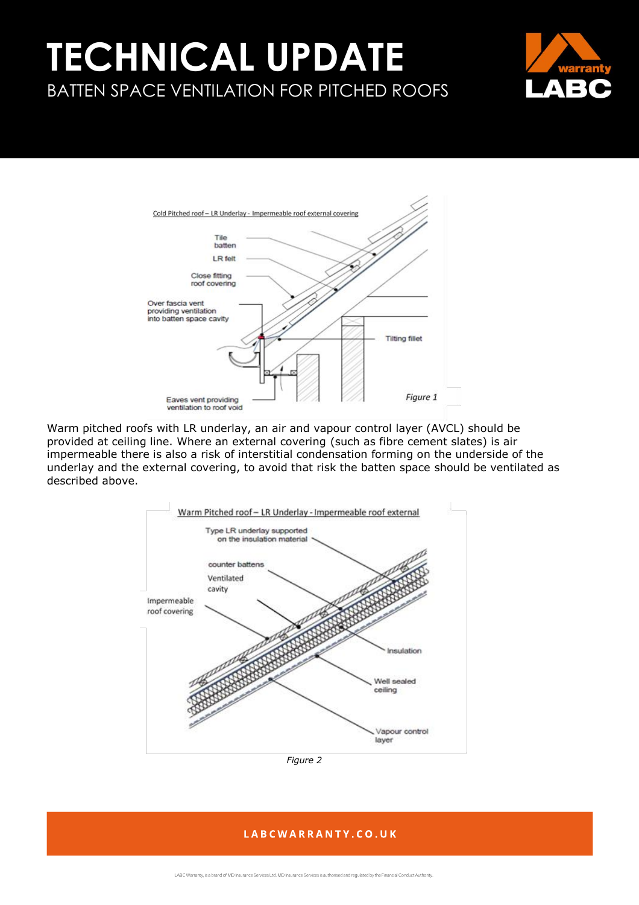Cold Pitched roof – LR Underlay - Impermeable roof external covering

*Figure 1*

Warm pitched roofs with LR underlay, an air and vapour control layer (AVCL) should be provided at ceiling line. Where an external covering (such as fibre cement slates) is air impermeable there is also a risk of interstitial condensation forming on the underside of the underlay and the external covering, to avoid that risk the batten space should be ventilated as described above.

Warm Pitched roof – LR Underlay - Impermeable roof external

*Figure 2*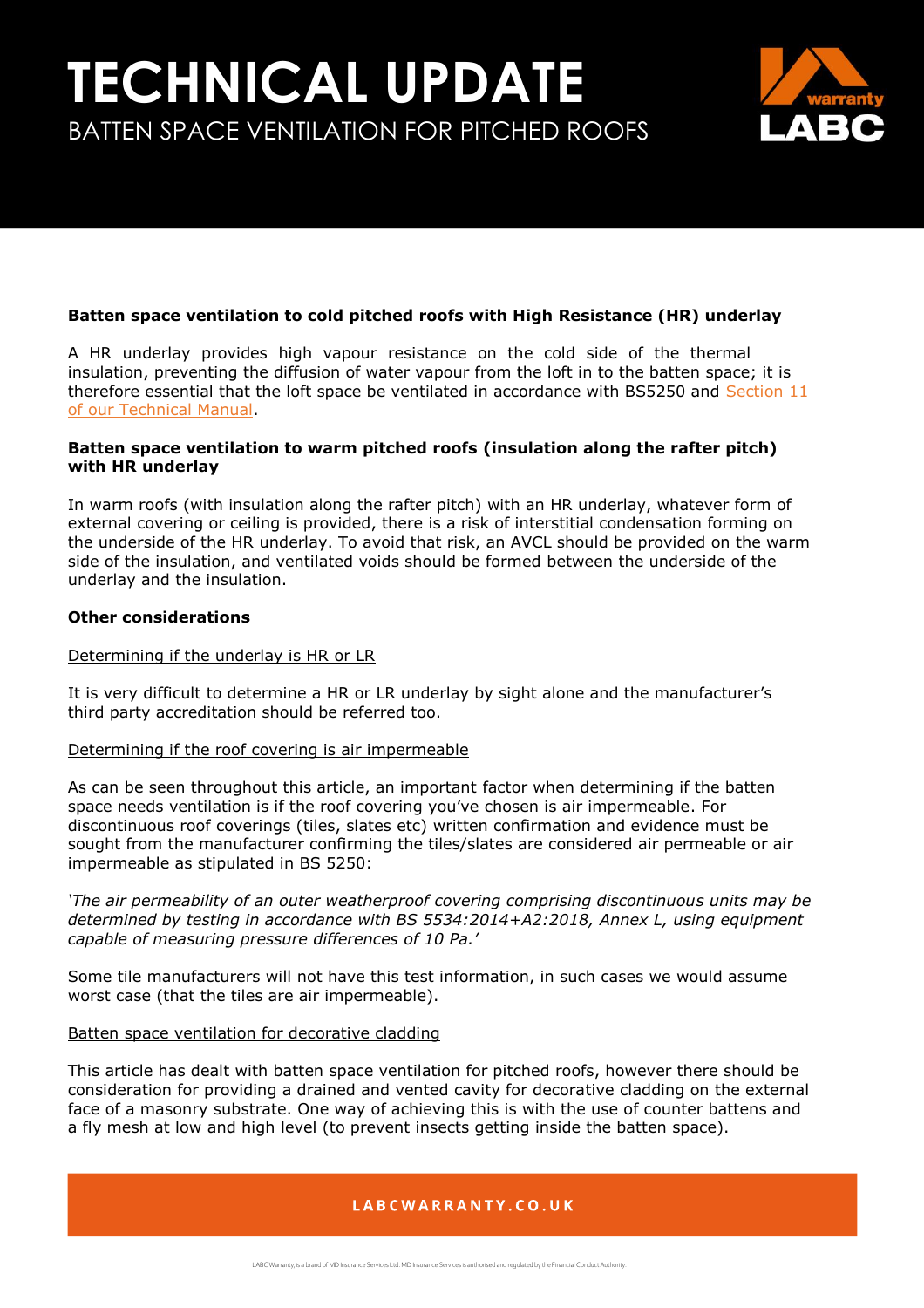# TECHNICAL UPDATE

BATTEN SPACE VENTILATION FOR PITCHED ROOFS

**Batten space ventilation to cold pitched roofs with High Resistance (HR) underlay**

A HR underlay provides high vapour resistance on the cold side of the thermal insulation, preventing the diffusion of water vapour from the loft in to the batten space; it is therefore essential that the loft space be ventilated in accordance with BS5250 and Section 11 of our Technical Manual.

**Batten space ventilation to warm pitched roofs (insulation along the rafter pitch) with HR underlay**

In warm roofs (with insulation along the rafter pitch) with an HR underlay, whatever form of external covering or ceiling is provided, there is a risk of interstitial condensation forming on the underside of the HR underlay. To avoid that risk, an AVCL should be provided on the warm side of the insulation, and ventilated voids should be formed between the underside of the underlay and the insulation.

**Other considerations**

Determining if the underlay is HR or LR

It is very difficult to determine a HR or LR underlay by sight alone and the manufacturer's third party accreditation should be referred too.

Determining if the roof covering is air impermeable

As can be seen throughout this article, an important factor when determining if the batten space needs ventilation is if the roof covering you've chosen is air impermeable. For discontinuous roof coverings (tiles, slates etc) written confirmation and evidence must be sought from the manufacturer confirming the tiles/slates are considered air permeable or air impermeable as stipulated in BS 5250:

*'The air permeability of an outer weatherproof covering comprising discontinuous units may be determined by testing in accordance with BS 5534:2014+A2:2018, Annex L, using equipment capable of measuring pressure differences of 10 Pa.'*

Some tile manufacturers will not have this test information, in such cases we would assume worst case (that the tiles are air impermeable).

Batten space ventilation for decorative cladding

This article has dealt with batten space ventilation for pitched roofs, however there should be consideration for providing a drained and vented cavity for decorative cladding on the external face of a masonry substrate. One way of achieving this is with the use of counter battens and a fly mesh at low and high level (to prevent insects getting inside the batten space).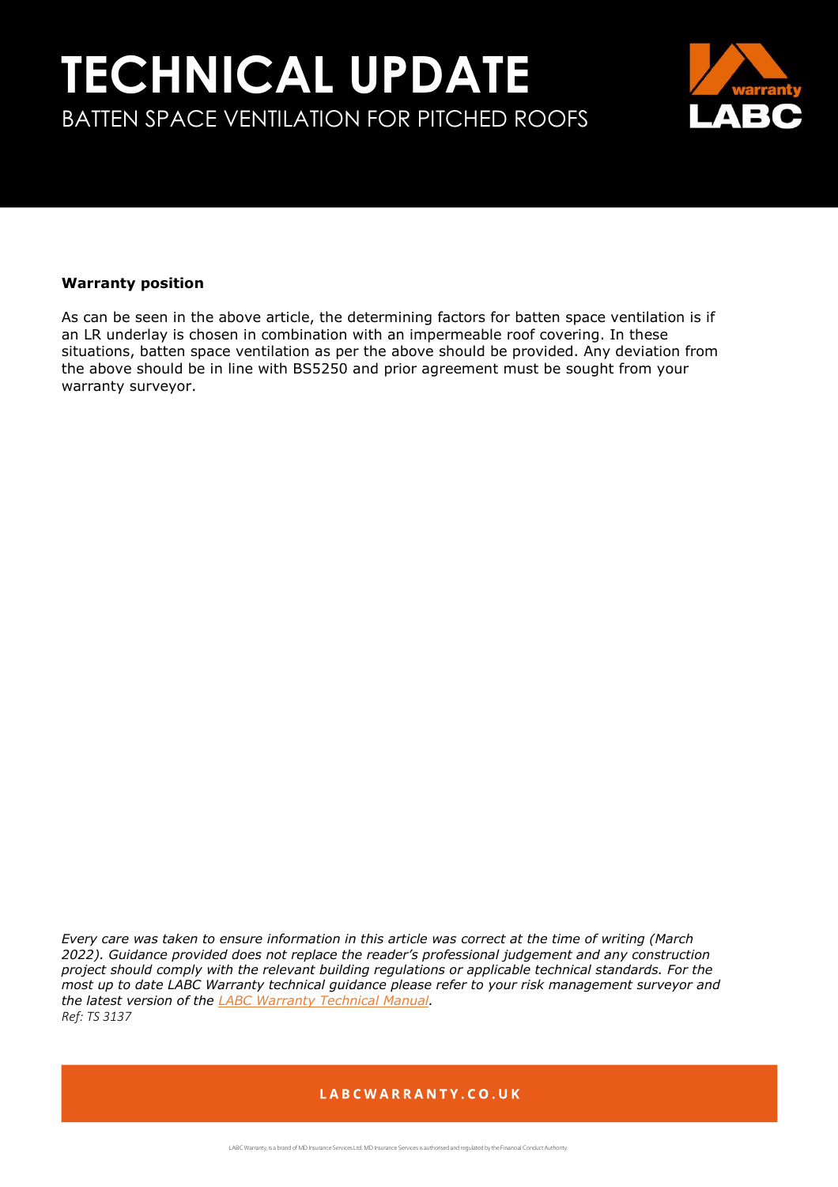# TECHNICAL UPDATE

BATTEN SPACE VENTILATION FOR PITCHED ROOFS

**Warranty position**

As can be seen in the above article, the determining factors for batten space ventilation is if an LR underlay is chosen in combination with an impermeable roof covering. In these situations, batten space ventilation as per the above should be provided. Any deviation from the above should be in line with BS5250 and prior agreement must be sought from your warranty surveyor.

*Every care was taken to ensure information in this article was correct at the time of writing (March 2022). Guidance provided does not replace the reader's professional judgement and any construction project should comply with the relevant building regulations or applicable technical standards. For the most up to date LABC Warranty technical guidance please refer to your risk management surveyor and the latest version of the [LABC Warranty Technical Manual](LABC Warranty Technical Manual).*
*Ref: TS 3137*

LABCWARRANTY.CO.UK

LABC Warranty, is a brand of MD Insurance Services Ltd. MD Insurance Services is authorised and regulated by the Financial Conduct Authority.